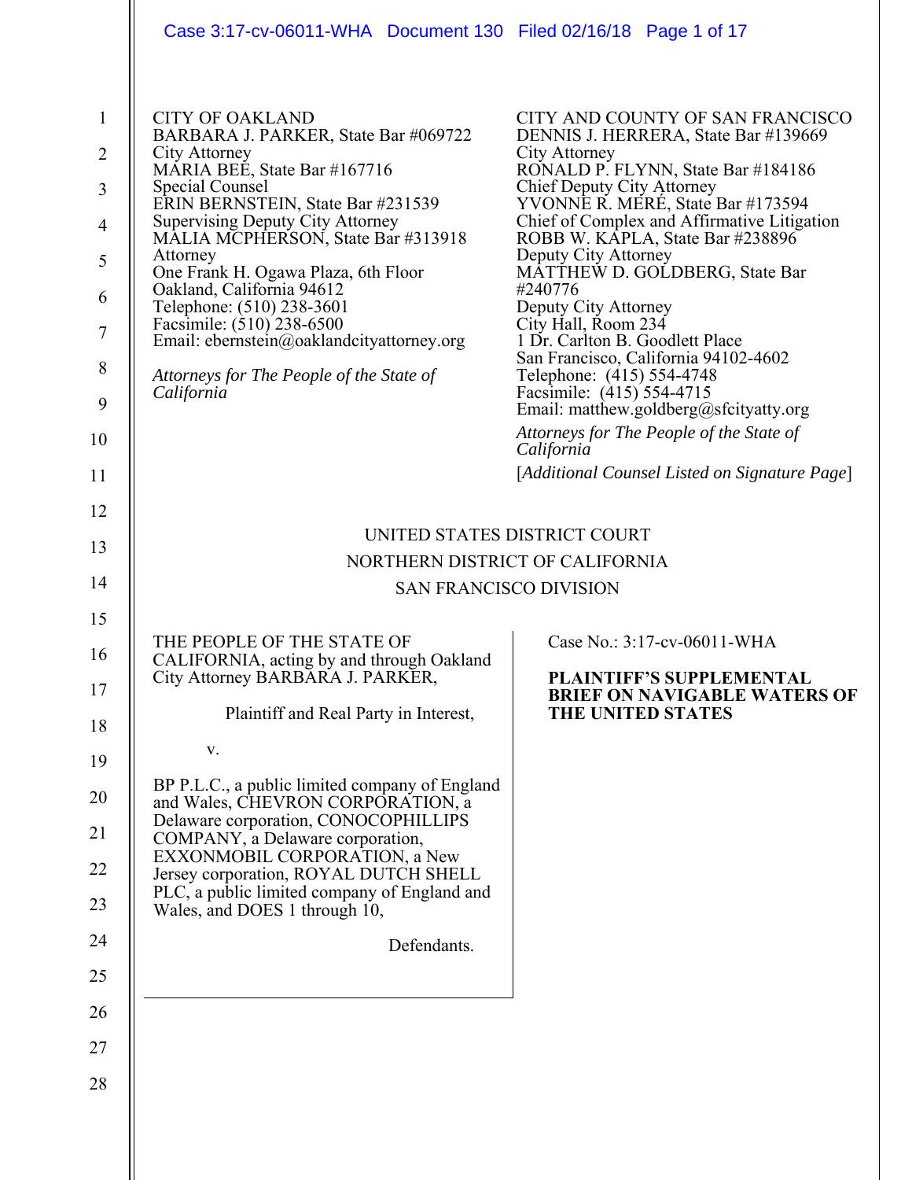CITY OF OAKLAND
BARBARA J. PARKER, State Bar #069722
City Attorney
MARIA BEE, State Bar #167716
Special Counsel
ERIN BERNSTEIN, State Bar #231539
Supervising Deputy City Attorney
MALIA MCPHERSON, State Bar #313918
Attorney
One Frank H. Ogawa Plaza, 6th Floor
Oakland, California 94612
Telephone: (510) 238-3601
Facsimile: (510) 238-6500
Email: ebernstein@oaklandcityattorney.org

*Attorneys for The People of the State of California*

CITY AND COUNTY OF SAN FRANCISCO
DENNIS J. HERRERA, State Bar #139669
City Attorney
RONALD P. FLYNN, State Bar #184186
Chief Deputy City Attorney
YVONNE R. MERÉ, State Bar #173594
Chief of Complex and Affirmative Litigation
ROBB W. KAPLA, State Bar #238896
Deputy City Attorney
MATTHEW D. GOLDBERG, State Bar #240776
Deputy City Attorney
City Hall, Room 234
1 Dr. Carlton B. Goodlett Place
San Francisco, California 94102-4602
Telephone: (415) 554-4748
Facsimile: (415) 554-4715
Email: matthew.goldberg@sfcityatty.org

*Attorneys for The People of the State of California*

[*Additional Counsel Listed on Signature Page*]

UNITED STATES DISTRICT COURT
NORTHERN DISTRICT OF CALIFORNIA
SAN FRANCISCO DIVISION

THE PEOPLE OF THE STATE OF CALIFORNIA, acting by and through Oakland City Attorney BARBARA J. PARKER,

Plaintiff and Real Party in Interest,

v.

BP P.L.C., a public limited company of England and Wales, CHEVRON CORPORATION, a Delaware corporation, CONOCOPHILLIPS COMPANY, a Delaware corporation, EXXONMOBIL CORPORATION, a New Jersey corporation, ROYAL DUTCH SHELL PLC, a public limited company of England and Wales, and DOES 1 through 10,

Defendants.

Case No.: 3:17-cv-06011-WHA

**PLAINTIFF'S SUPPLEMENTAL BRIEF ON NAVIGABLE WATERS OF THE UNITED STATES**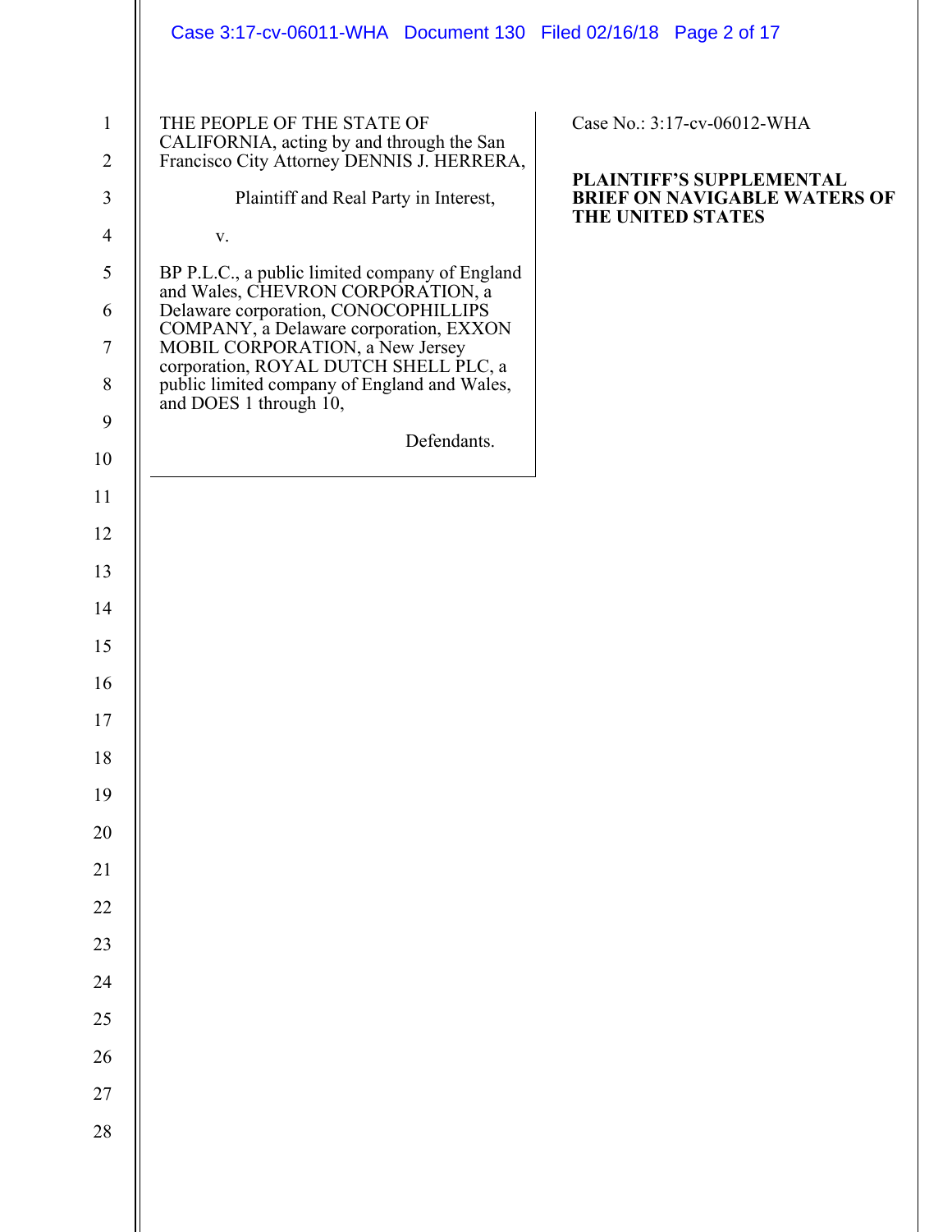THE PEOPLE OF THE STATE OF CALIFORNIA, acting by and through the San Francisco City Attorney DENNIS J. HERRERA,

Plaintiff and Real Party in Interest,

v.

BP P.L.C., a public limited company of England and Wales, CHEVRON CORPORATION, a Delaware corporation, CONOCOPHILLIPS COMPANY, a Delaware corporation, EXXON MOBIL CORPORATION, a New Jersey corporation, ROYAL DUTCH SHELL PLC, a public limited company of England and Wales, and DOES 1 through 10,

Defendants.

Case No.: 3:17-cv-06012-WHA

**PLAINTIFF'S SUPPLEMENTAL BRIEF ON NAVIGABLE WATERS OF THE UNITED STATES**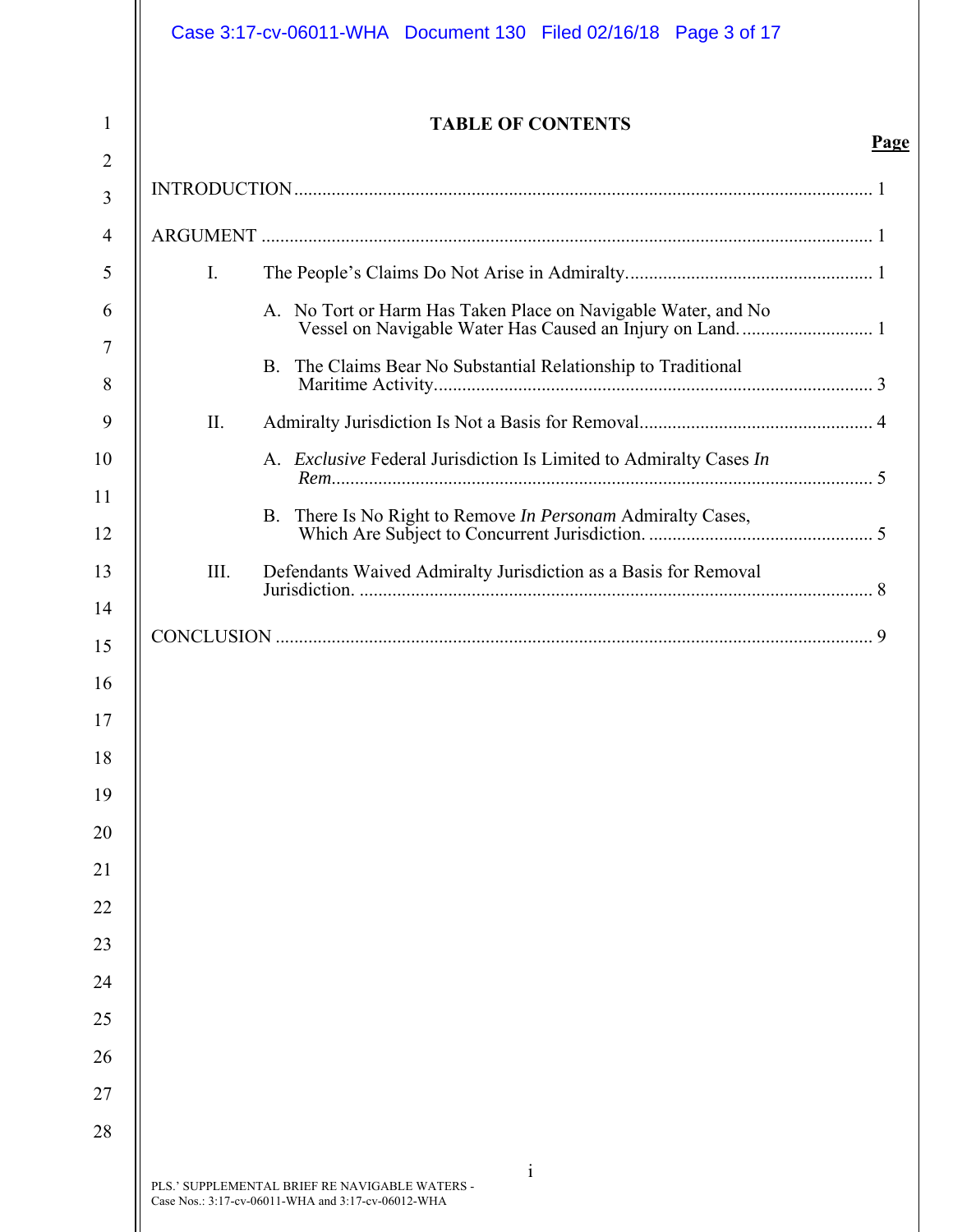# TABLE OF CONTENTS

**Page**

INTRODUCTION .......... 1

ARGUMENT .......... 1

- I. The People's Claims Do Not Arise in Admiralty. .......... 1
  - A. No Tort or Harm Has Taken Place on Navigable Water, and No Vessel on Navigable Water Has Caused an Injury on Land. .......... 1
  - B. The Claims Bear No Substantial Relationship to Traditional Maritime Activity. .......... 3
- II. Admiralty Jurisdiction Is Not a Basis for Removal. .......... 4
  - A. *Exclusive* Federal Jurisdiction Is Limited to Admiralty Cases *In Rem*. .......... 5
  - B. There Is No Right to Remove *In Personam* Admiralty Cases, Which Are Subject to Concurrent Jurisdiction. .......... 5
- III. Defendants Waived Admiralty Jurisdiction as a Basis for Removal Jurisdiction. .......... 8

CONCLUSION .......... 9

PLS.' SUPPLEMENTAL BRIEF RE NAVIGABLE WATERS -
Case Nos.: 3:17-cv-06011-WHA and 3:17-cv-06012-WHA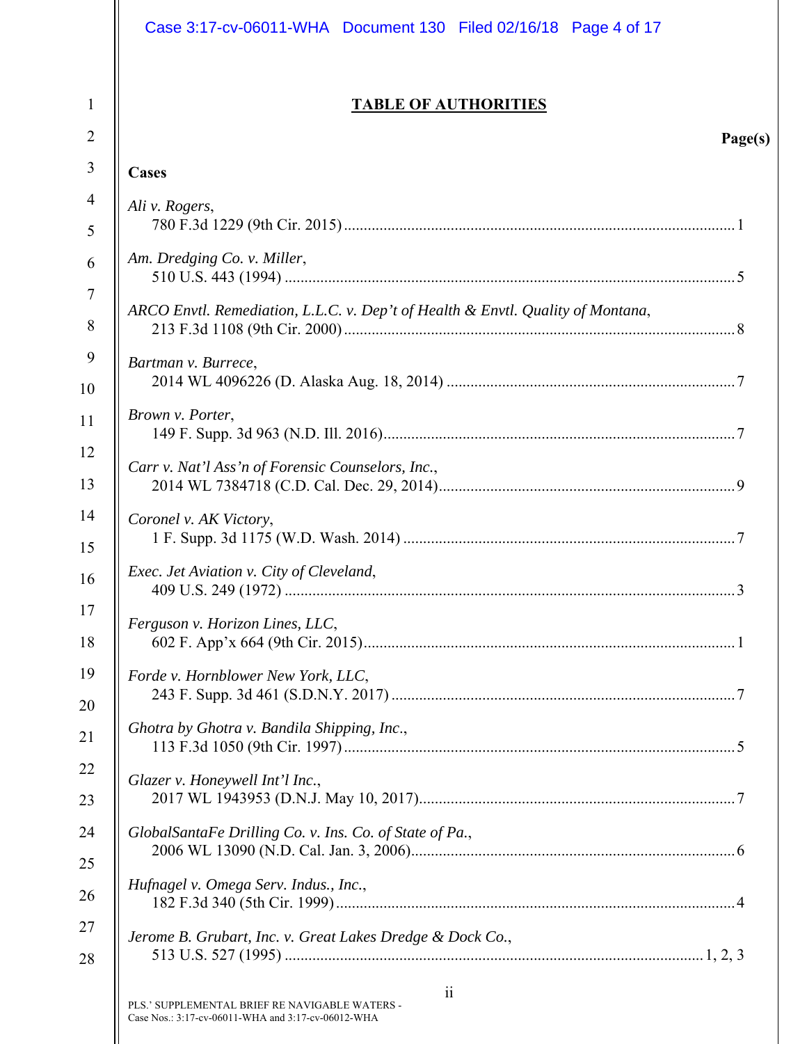# TABLE OF AUTHORITIES

**Page(s)**

**Cases**

*Ali v. Rogers*,
780 F.3d 1229 (9th Cir. 2015) .......... 1

*Am. Dredging Co. v. Miller*,
510 U.S. 443 (1994) .......... 5

*ARCO Envtl. Remediation, L.L.C. v. Dep't of Health & Envtl. Quality of Montana*,
213 F.3d 1108 (9th Cir. 2000) .......... 8

*Bartman v. Burrece*,
2014 WL 4096226 (D. Alaska Aug. 18, 2014) .......... 7

*Brown v. Porter*,
149 F. Supp. 3d 963 (N.D. Ill. 2016) .......... 7

*Carr v. Nat'l Ass'n of Forensic Counselors, Inc.*,
2014 WL 7384718 (C.D. Cal. Dec. 29, 2014) .......... 9

*Coronel v. AK Victory*,
1 F. Supp. 3d 1175 (W.D. Wash. 2014) .......... 7

*Exec. Jet Aviation v. City of Cleveland*,
409 U.S. 249 (1972) .......... 3

*Ferguson v. Horizon Lines, LLC*,
602 F. App'x 664 (9th Cir. 2015) .......... 1

*Forde v. Hornblower New York, LLC*,
243 F. Supp. 3d 461 (S.D.N.Y. 2017) .......... 7

*Ghotra by Ghotra v. Bandila Shipping, Inc.*,
113 F.3d 1050 (9th Cir. 1997) .......... 5

*Glazer v. Honeywell Int'l Inc.*,
2017 WL 1943953 (D.N.J. May 10, 2017) .......... 7

*GlobalSantaFe Drilling Co. v. Ins. Co. of State of Pa.*,
2006 WL 13090 (N.D. Cal. Jan. 3, 2006) .......... 6

*Hufnagel v. Omega Serv. Indus., Inc.*,
182 F.3d 340 (5th Cir. 1999) .......... 4

*Jerome B. Grubart, Inc. v. Great Lakes Dredge & Dock Co.*,
513 U.S. 527 (1995) .......... 1, 2, 3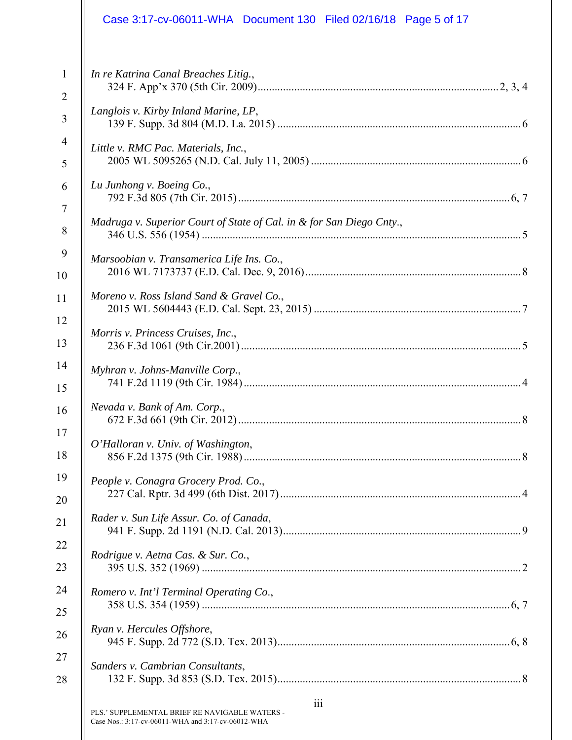*In re Katrina Canal Breaches Litig.*,
324 F. App'x 370 (5th Cir. 2009) ........ 2, 3, 4

*Langlois v. Kirby Inland Marine, LP*,
139 F. Supp. 3d 804 (M.D. La. 2015) ........ 6

*Little v. RMC Pac. Materials, Inc.*,
2005 WL 5095265 (N.D. Cal. July 11, 2005) ........ 6

*Lu Junhong v. Boeing Co.*,
792 F.3d 805 (7th Cir. 2015) ........ 6, 7

*Madruga v. Superior Court of State of Cal. in & for San Diego Cnty*.,
346 U.S. 556 (1954) ........ 5

*Marsoobian v. Transamerica Life Ins. Co.*,
2016 WL 7173737 (E.D. Cal. Dec. 9, 2016) ........ 8

*Moreno v. Ross Island Sand & Gravel Co.*,
2015 WL 5604443 (E.D. Cal. Sept. 23, 2015) ........ 7

*Morris v. Princess Cruises, Inc*.,
236 F.3d 1061 (9th Cir.2001) ........ 5

*Myhran v. Johns-Manville Corp.*,
741 F.2d 1119 (9th Cir. 1984) ........ 4

*Nevada v. Bank of Am. Corp.*,
672 F.3d 661 (9th Cir. 2012) ........ 8

*O'Halloran v. Univ. of Washington*,
856 F.2d 1375 (9th Cir. 1988) ........ 8

*People v. Conagra Grocery Prod. Co.*,
227 Cal. Rptr. 3d 499 (6th Dist. 2017) ........ 4

*Rader v. Sun Life Assur. Co. of Canada*,
941 F. Supp. 2d 1191 (N.D. Cal. 2013) ........ 9

*Rodrigue v. Aetna Cas. & Sur. Co.*,
395 U.S. 352 (1969) ........ 2

*Romero v. Int'l Terminal Operating Co*.,
358 U.S. 354 (1959) ........ 6, 7

*Ryan v. Hercules Offshore*,
945 F. Supp. 2d 772 (S.D. Tex. 2013) ........ 6, 8

*Sanders v. Cambrian Consultants*,
132 F. Supp. 3d 853 (S.D. Tex. 2015) ........ 8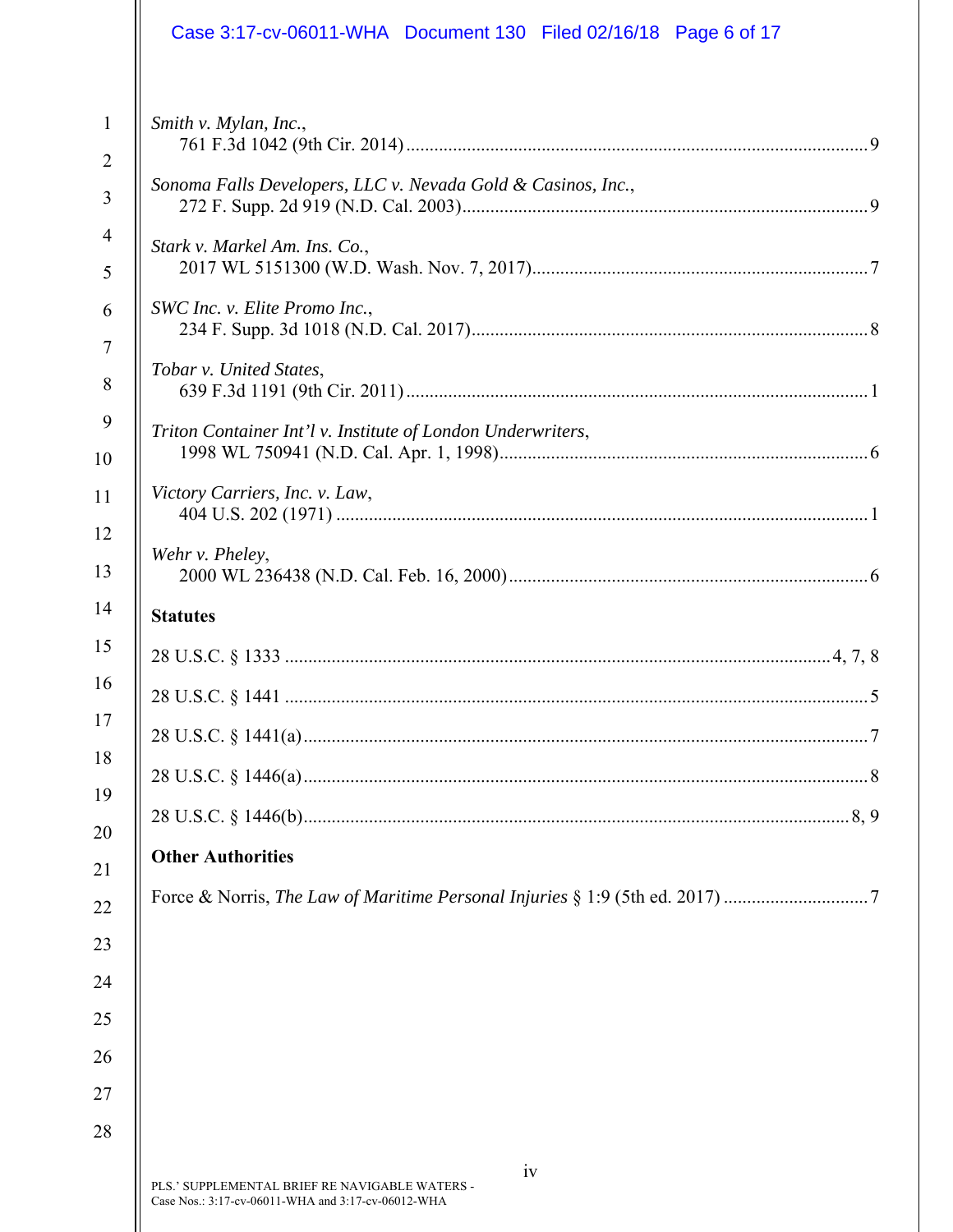*Smith v. Mylan, Inc.*,
761 F.3d 1042 (9th Cir. 2014) ........................................................................................ 9

*Sonoma Falls Developers, LLC v. Nevada Gold & Casinos, Inc.*,
272 F. Supp. 2d 919 (N.D. Cal. 2003)............................................................................ 9

*Stark v. Markel Am. Ins. Co.*,
2017 WL 5151300 (W.D. Wash. Nov. 7, 2017)............................................................. 7

*SWC Inc. v. Elite Promo Inc.*,
234 F. Supp. 3d 1018 (N.D. Cal. 2017).......................................................................... 8

*Tobar v. United States*,
639 F.3d 1191 (9th Cir. 2011) ........................................................................................ 1

*Triton Container Int'l v. Institute of London Underwriters*,
1998 WL 750941 (N.D. Cal. Apr. 1, 1998).................................................................... 6

*Victory Carriers, Inc. v. Law*,
404 U.S. 202 (1971) ....................................................................................................... 1

*Wehr v. Pheley*,
2000 WL 236438 (N.D. Cal. Feb. 16, 2000).................................................................. 6

**Statutes**

28 U.S.C. § 1333 .........................................................................................................4, 7, 8

28 U.S.C. § 1441 ............................................................................................................... 5

28 U.S.C. § 1441(a)........................................................................................................... 7

28 U.S.C. § 1446(a)........................................................................................................... 8

28 U.S.C. § 1446(b).........................................................................................................8, 9

**Other Authorities**

Force & Norris, *The Law of Maritime Personal Injuries* § 1:9 (5th ed. 2017) ............................... 7

PLS.' SUPPLEMENTAL BRIEF RE NAVIGABLE WATERS -
Case Nos.: 3:17-cv-06011-WHA and 3:17-cv-06012-WHA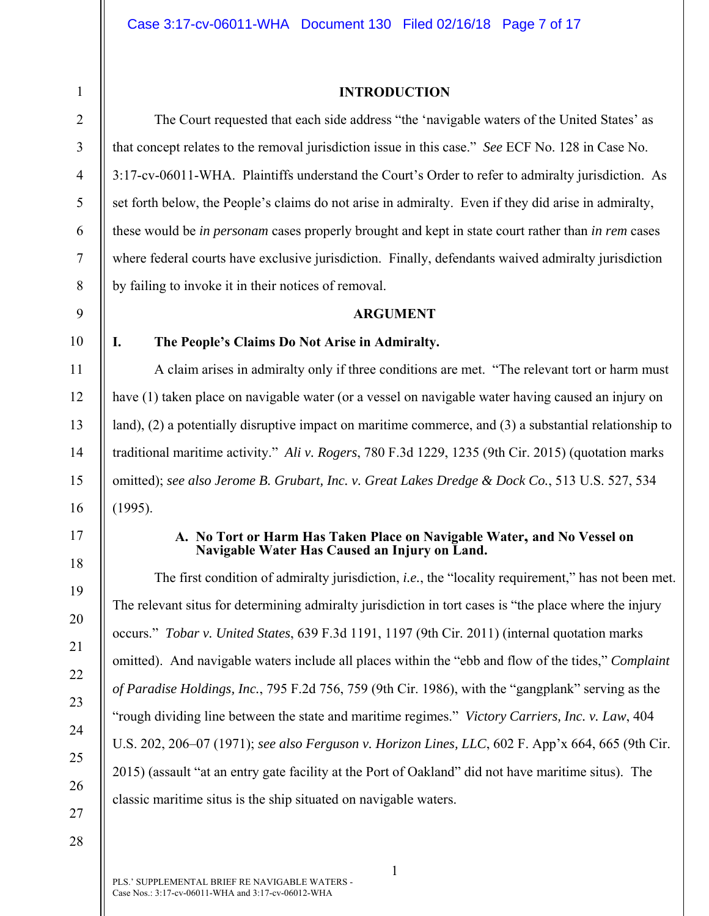## INTRODUCTION

The Court requested that each side address "the 'navigable waters of the United States' as that concept relates to the removal jurisdiction issue in this case." *See* ECF No. 128 in Case No. 3:17-cv-06011-WHA. Plaintiffs understand the Court's Order to refer to admiralty jurisdiction. As set forth below, the People's claims do not arise in admiralty. Even if they did arise in admiralty, these would be *in personam* cases properly brought and kept in state court rather than *in rem* cases where federal courts have exclusive jurisdiction. Finally, defendants waived admiralty jurisdiction by failing to invoke it in their notices of removal.

## ARGUMENT

### I. The People's Claims Do Not Arise in Admiralty.

A claim arises in admiralty only if three conditions are met. "The relevant tort or harm must have (1) taken place on navigable water (or a vessel on navigable water having caused an injury on land), (2) a potentially disruptive impact on maritime commerce, and (3) a substantial relationship to traditional maritime activity." *Ali v. Rogers*, 780 F.3d 1229, 1235 (9th Cir. 2015) (quotation marks omitted); *see also Jerome B. Grubart, Inc. v. Great Lakes Dredge & Dock Co.*, 513 U.S. 527, 534 (1995).

#### A. No Tort or Harm Has Taken Place on Navigable Water, and No Vessel on Navigable Water Has Caused an Injury on Land.

The first condition of admiralty jurisdiction, *i.e.*, the "locality requirement," has not been met. The relevant situs for determining admiralty jurisdiction in tort cases is "the place where the injury occurs." *Tobar v. United States*, 639 F.3d 1191, 1197 (9th Cir. 2011) (internal quotation marks omitted). And navigable waters include all places within the "ebb and flow of the tides," *Complaint of Paradise Holdings, Inc.*, 795 F.2d 756, 759 (9th Cir. 1986), with the "gangplank" serving as the "rough dividing line between the state and maritime regimes." *Victory Carriers, Inc. v. Law*, 404 U.S. 202, 206–07 (1971); *see also Ferguson v. Horizon Lines, LLC*, 602 F. App'x 664, 665 (9th Cir. 2015) (assault "at an entry gate facility at the Port of Oakland" did not have maritime situs). The classic maritime situs is the ship situated on navigable waters.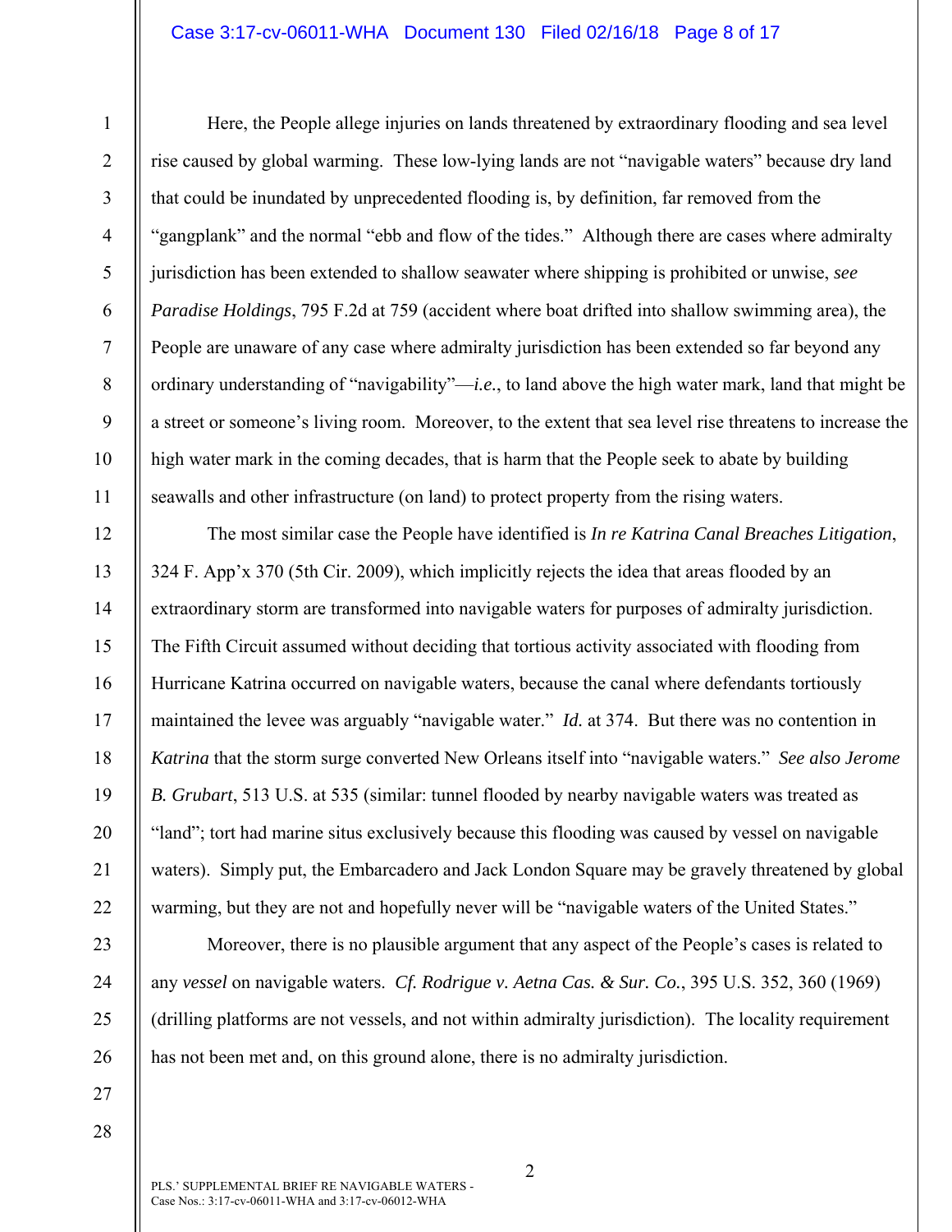Here, the People allege injuries on lands threatened by extraordinary flooding and sea level rise caused by global warming. These low-lying lands are not "navigable waters" because dry land that could be inundated by unprecedented flooding is, by definition, far removed from the "gangplank" and the normal "ebb and flow of the tides." Although there are cases where admiralty jurisdiction has been extended to shallow seawater where shipping is prohibited or unwise, *see Paradise Holdings*, 795 F.2d at 759 (accident where boat drifted into shallow swimming area), the People are unaware of any case where admiralty jurisdiction has been extended so far beyond any ordinary understanding of "navigability"—*i.e.*, to land above the high water mark, land that might be a street or someone's living room. Moreover, to the extent that sea level rise threatens to increase the high water mark in the coming decades, that is harm that the People seek to abate by building seawalls and other infrastructure (on land) to protect property from the rising waters.

The most similar case the People have identified is *In re Katrina Canal Breaches Litigation*, 324 F. App'x 370 (5th Cir. 2009), which implicitly rejects the idea that areas flooded by an extraordinary storm are transformed into navigable waters for purposes of admiralty jurisdiction. The Fifth Circuit assumed without deciding that tortious activity associated with flooding from Hurricane Katrina occurred on navigable waters, because the canal where defendants tortiously maintained the levee was arguably "navigable water." *Id.* at 374. But there was no contention in *Katrina* that the storm surge converted New Orleans itself into "navigable waters." *See also Jerome B. Grubart*, 513 U.S. at 535 (similar: tunnel flooded by nearby navigable waters was treated as "land"; tort had marine situs exclusively because this flooding was caused by vessel on navigable waters). Simply put, the Embarcadero and Jack London Square may be gravely threatened by global warming, but they are not and hopefully never will be "navigable waters of the United States."

Moreover, there is no plausible argument that any aspect of the People's cases is related to any *vessel* on navigable waters. *Cf. Rodrigue v. Aetna Cas. & Sur. Co.*, 395 U.S. 352, 360 (1969) (drilling platforms are not vessels, and not within admiralty jurisdiction). The locality requirement has not been met and, on this ground alone, there is no admiralty jurisdiction.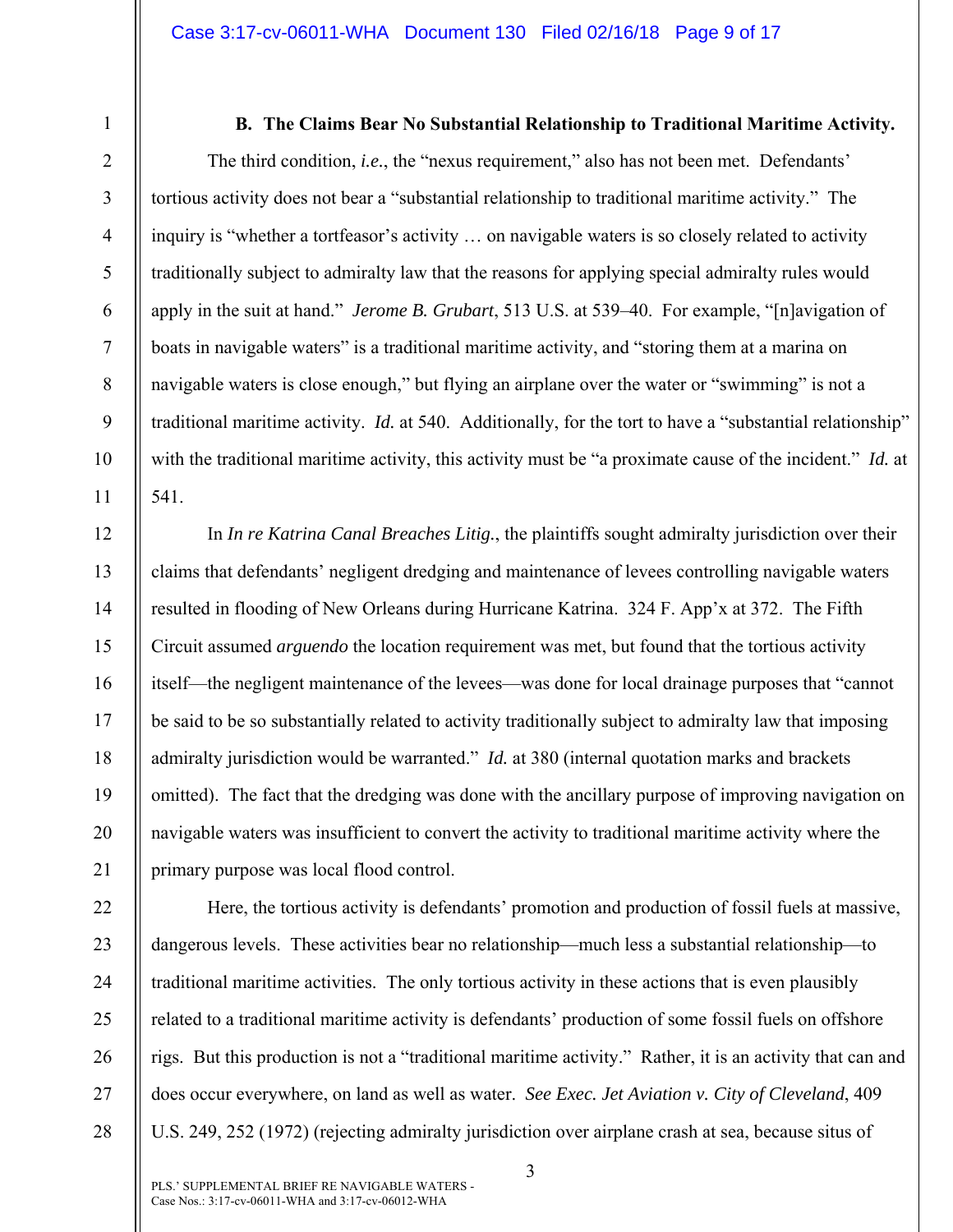### B. The Claims Bear No Substantial Relationship to Traditional Maritime Activity.

The third condition, *i.e.*, the "nexus requirement," also has not been met. Defendants' tortious activity does not bear a "substantial relationship to traditional maritime activity." The inquiry is "whether a tortfeasor's activity … on navigable waters is so closely related to activity traditionally subject to admiralty law that the reasons for applying special admiralty rules would apply in the suit at hand." *Jerome B. Grubart*, 513 U.S. at 539–40. For example, "[n]avigation of boats in navigable waters" is a traditional maritime activity, and "storing them at a marina on navigable waters is close enough," but flying an airplane over the water or "swimming" is not a traditional maritime activity. *Id.* at 540. Additionally, for the tort to have a "substantial relationship" with the traditional maritime activity, this activity must be "a proximate cause of the incident." *Id.* at 541.

In *In re Katrina Canal Breaches Litig.*, the plaintiffs sought admiralty jurisdiction over their claims that defendants' negligent dredging and maintenance of levees controlling navigable waters resulted in flooding of New Orleans during Hurricane Katrina. 324 F. App'x at 372. The Fifth Circuit assumed *arguendo* the location requirement was met, but found that the tortious activity itself—the negligent maintenance of the levees—was done for local drainage purposes that "cannot be said to be so substantially related to activity traditionally subject to admiralty law that imposing admiralty jurisdiction would be warranted." *Id.* at 380 (internal quotation marks and brackets omitted). The fact that the dredging was done with the ancillary purpose of improving navigation on navigable waters was insufficient to convert the activity to traditional maritime activity where the primary purpose was local flood control.

Here, the tortious activity is defendants' promotion and production of fossil fuels at massive, dangerous levels. These activities bear no relationship—much less a substantial relationship—to traditional maritime activities. The only tortious activity in these actions that is even plausibly related to a traditional maritime activity is defendants' production of some fossil fuels on offshore rigs. But this production is not a "traditional maritime activity." Rather, it is an activity that can and does occur everywhere, on land as well as water. *See Exec. Jet Aviation v. City of Cleveland*, 409 U.S. 249, 252 (1972) (rejecting admiralty jurisdiction over airplane crash at sea, because situs of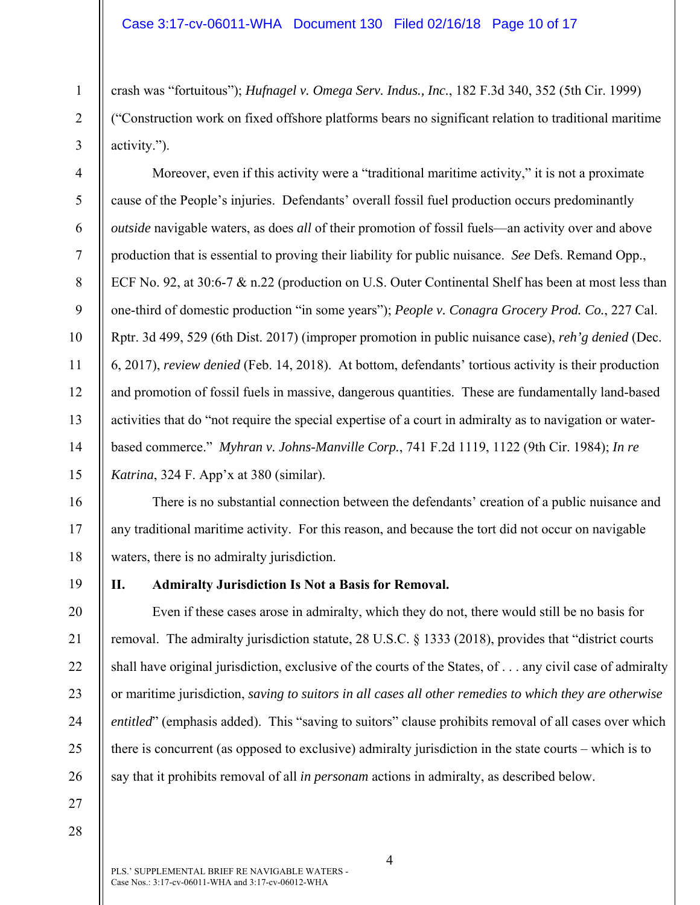crash was "fortuitous"); *Hufnagel v. Omega Serv. Indus., Inc.*, 182 F.3d 340, 352 (5th Cir. 1999) ("Construction work on fixed offshore platforms bears no significant relation to traditional maritime activity.").

Moreover, even if this activity were a "traditional maritime activity," it is not a proximate cause of the People's injuries. Defendants' overall fossil fuel production occurs predominantly *outside* navigable waters, as does *all* of their promotion of fossil fuels—an activity over and above production that is essential to proving their liability for public nuisance. *See* Defs. Remand Opp., ECF No. 92, at 30:6-7 & n.22 (production on U.S. Outer Continental Shelf has been at most less than one-third of domestic production "in some years"); *People v. Conagra Grocery Prod. Co.*, 227 Cal. Rptr. 3d 499, 529 (6th Dist. 2017) (improper promotion in public nuisance case), *reh'g denied* (Dec. 6, 2017), *review denied* (Feb. 14, 2018). At bottom, defendants' tortious activity is their production and promotion of fossil fuels in massive, dangerous quantities. These are fundamentally land-based activities that do "not require the special expertise of a court in admiralty as to navigation or water-based commerce." *Myhran v. Johns-Manville Corp.*, 741 F.2d 1119, 1122 (9th Cir. 1984); *In re Katrina*, 324 F. App'x at 380 (similar).

There is no substantial connection between the defendants' creation of a public nuisance and any traditional maritime activity. For this reason, and because the tort did not occur on navigable waters, there is no admiralty jurisdiction.

## II. Admiralty Jurisdiction Is Not a Basis for Removal.

Even if these cases arose in admiralty, which they do not, there would still be no basis for removal. The admiralty jurisdiction statute, 28 U.S.C. § 1333 (2018), provides that "district courts shall have original jurisdiction, exclusive of the courts of the States, of . . . any civil case of admiralty or maritime jurisdiction, *saving to suitors in all cases all other remedies to which they are otherwise entitled*" (emphasis added). This "saving to suitors" clause prohibits removal of all cases over which there is concurrent (as opposed to exclusive) admiralty jurisdiction in the state courts – which is to say that it prohibits removal of all *in personam* actions in admiralty, as described below.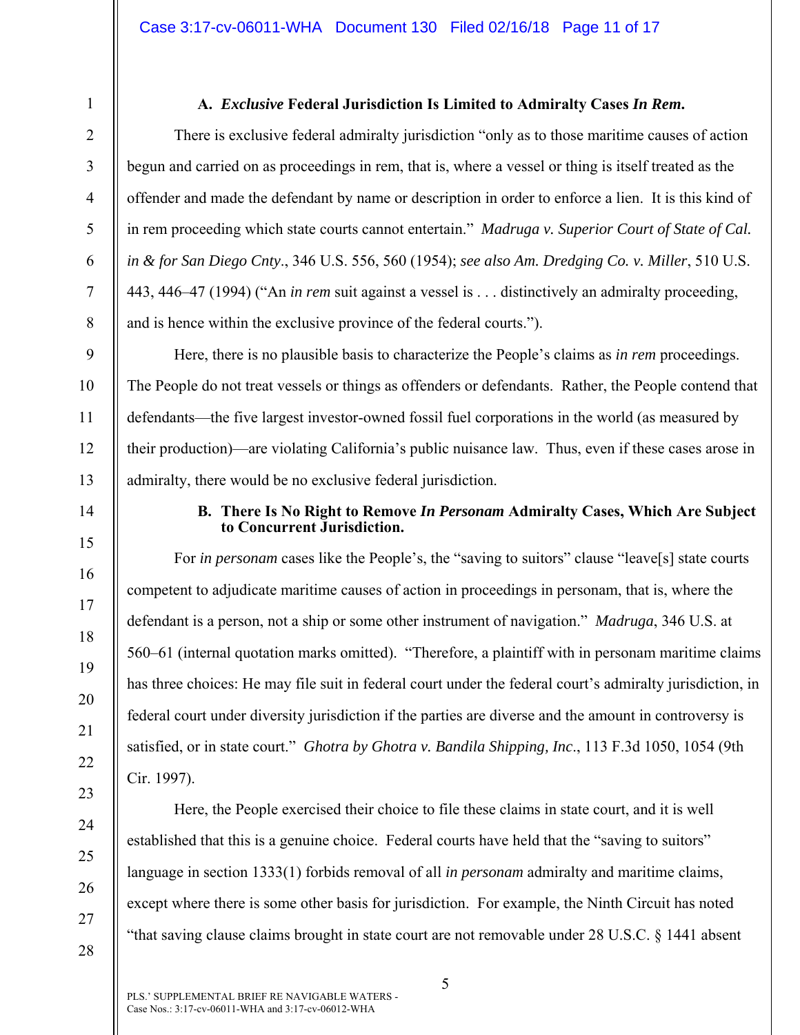### A. *Exclusive* Federal Jurisdiction Is Limited to Admiralty Cases *In Rem*.

There is exclusive federal admiralty jurisdiction "only as to those maritime causes of action begun and carried on as proceedings in rem, that is, where a vessel or thing is itself treated as the offender and made the defendant by name or description in order to enforce a lien. It is this kind of in rem proceeding which state courts cannot entertain." *Madruga v. Superior Court of State of Cal. in & for San Diego Cnty*., 346 U.S. 556, 560 (1954); *see also Am. Dredging Co. v. Miller*, 510 U.S. 443, 446–47 (1994) ("An *in rem* suit against a vessel is . . . distinctively an admiralty proceeding, and is hence within the exclusive province of the federal courts.").

Here, there is no plausible basis to characterize the People's claims as *in rem* proceedings. The People do not treat vessels or things as offenders or defendants. Rather, the People contend that defendants—the five largest investor-owned fossil fuel corporations in the world (as measured by their production)—are violating California's public nuisance law. Thus, even if these cases arose in admiralty, there would be no exclusive federal jurisdiction.

### B. There Is No Right to Remove *In Personam* Admiralty Cases, Which Are Subject to Concurrent Jurisdiction.

For *in personam* cases like the People's, the "saving to suitors" clause "leave[s] state courts competent to adjudicate maritime causes of action in proceedings in personam, that is, where the defendant is a person, not a ship or some other instrument of navigation." *Madruga*, 346 U.S. at 560–61 (internal quotation marks omitted). "Therefore, a plaintiff with in personam maritime claims has three choices: He may file suit in federal court under the federal court's admiralty jurisdiction, in federal court under diversity jurisdiction if the parties are diverse and the amount in controversy is satisfied, or in state court." *Ghotra by Ghotra v. Bandila Shipping, Inc*., 113 F.3d 1050, 1054 (9th Cir. 1997).

Here, the People exercised their choice to file these claims in state court, and it is well established that this is a genuine choice. Federal courts have held that the "saving to suitors" language in section 1333(1) forbids removal of all *in personam* admiralty and maritime claims, except where there is some other basis for jurisdiction. For example, the Ninth Circuit has noted "that saving clause claims brought in state court are not removable under 28 U.S.C. § 1441 absent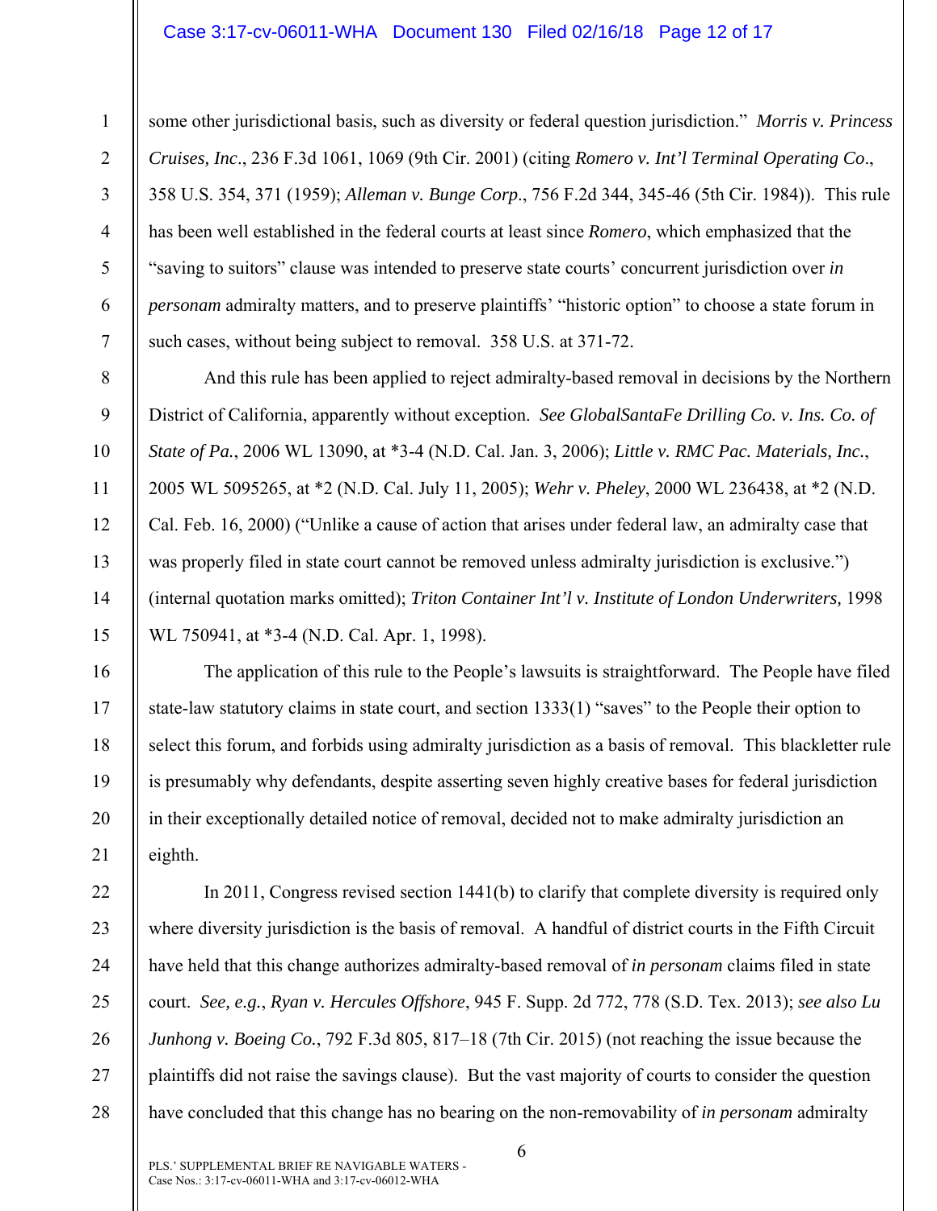some other jurisdictional basis, such as diversity or federal question jurisdiction." *Morris v. Princess Cruises, Inc*., 236 F.3d 1061, 1069 (9th Cir. 2001) (citing *Romero v. Int'l Terminal Operating Co*., 358 U.S. 354, 371 (1959); *Alleman v. Bunge Corp*., 756 F.2d 344, 345-46 (5th Cir. 1984)). This rule has been well established in the federal courts at least since *Romero*, which emphasized that the "saving to suitors" clause was intended to preserve state courts' concurrent jurisdiction over *in personam* admiralty matters, and to preserve plaintiffs' "historic option" to choose a state forum in such cases, without being subject to removal. 358 U.S. at 371-72.

And this rule has been applied to reject admiralty-based removal in decisions by the Northern District of California, apparently without exception. *See GlobalSantaFe Drilling Co. v. Ins. Co. of State of Pa.*, 2006 WL 13090, at *3-4 (N.D. Cal. Jan. 3, 2006); *Little v. RMC Pac. Materials, Inc.*, 2005 WL 5095265, at *2 (N.D. Cal. July 11, 2005); *Wehr v. Pheley*, 2000 WL 236438, at *2 (N.D. Cal. Feb. 16, 2000) ("Unlike a cause of action that arises under federal law, an admiralty case that was properly filed in state court cannot be removed unless admiralty jurisdiction is exclusive.") (internal quotation marks omitted); *Triton Container Int'l v. Institute of London Underwriters,* 1998 WL 750941, at *3-4 (N.D. Cal. Apr. 1, 1998).

The application of this rule to the People's lawsuits is straightforward. The People have filed state-law statutory claims in state court, and section 1333(1) "saves" to the People their option to select this forum, and forbids using admiralty jurisdiction as a basis of removal. This blackletter rule is presumably why defendants, despite asserting seven highly creative bases for federal jurisdiction in their exceptionally detailed notice of removal, decided not to make admiralty jurisdiction an eighth.

In 2011, Congress revised section 1441(b) to clarify that complete diversity is required only where diversity jurisdiction is the basis of removal. A handful of district courts in the Fifth Circuit have held that this change authorizes admiralty-based removal of *in personam* claims filed in state court. *See, e.g.*, *Ryan v. Hercules Offshore*, 945 F. Supp. 2d 772, 778 (S.D. Tex. 2013); *see also Lu Junhong v. Boeing Co.*, 792 F.3d 805, 817–18 (7th Cir. 2015) (not reaching the issue because the plaintiffs did not raise the savings clause). But the vast majority of courts to consider the question have concluded that this change has no bearing on the non-removability of *in personam* admiralty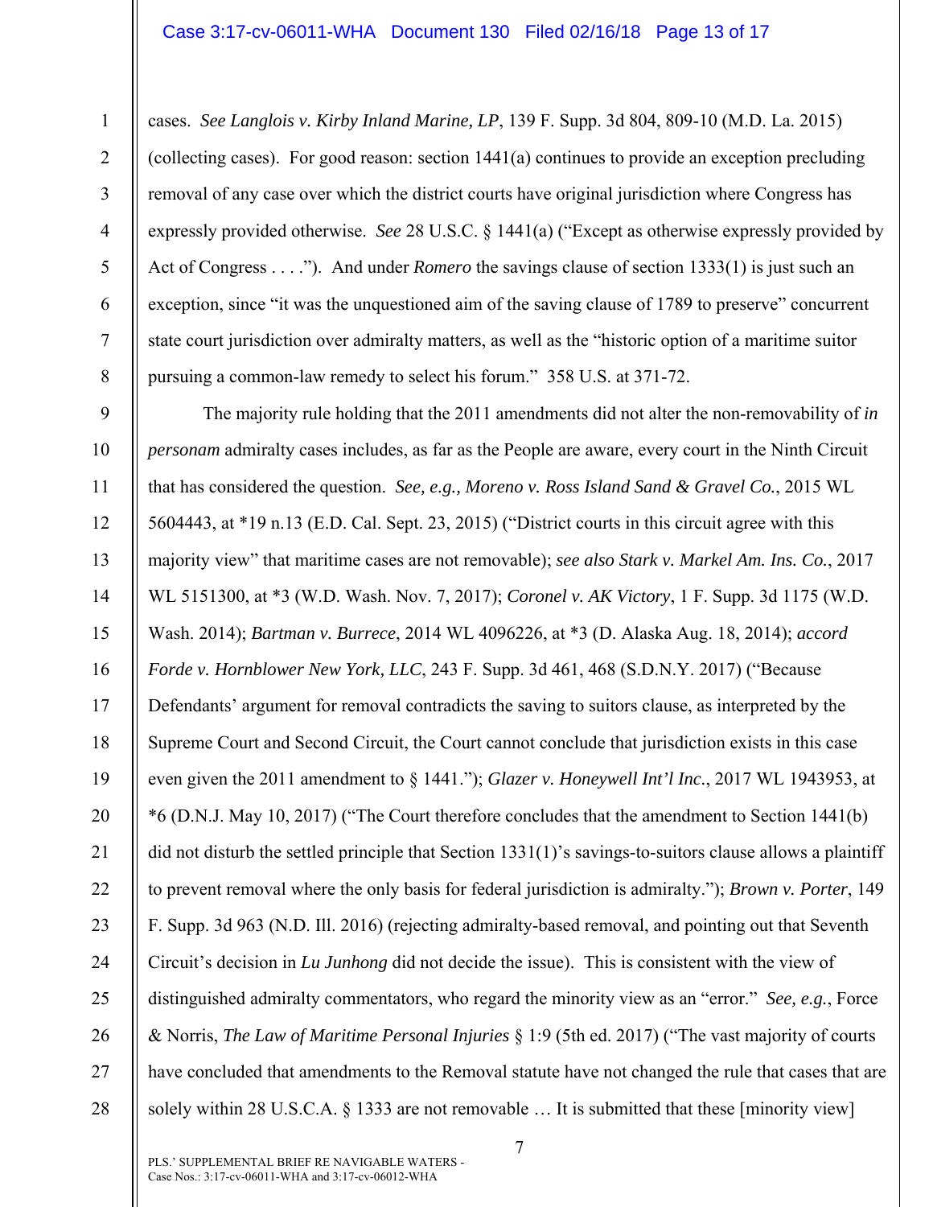cases. *See Langlois v. Kirby Inland Marine, LP*, 139 F. Supp. 3d 804, 809-10 (M.D. La. 2015) (collecting cases). For good reason: section 1441(a) continues to provide an exception precluding removal of any case over which the district courts have original jurisdiction where Congress has expressly provided otherwise. *See* 28 U.S.C. § 1441(a) ("Except as otherwise expressly provided by Act of Congress . . . ."). And under *Romero* the savings clause of section 1333(1) is just such an exception, since "it was the unquestioned aim of the saving clause of 1789 to preserve" concurrent state court jurisdiction over admiralty matters, as well as the "historic option of a maritime suitor pursuing a common-law remedy to select his forum." 358 U.S. at 371-72.

The majority rule holding that the 2011 amendments did not alter the non-removability of *in personam* admiralty cases includes, as far as the People are aware, every court in the Ninth Circuit that has considered the question. *See, e.g., Moreno v. Ross Island Sand & Gravel Co.*, 2015 WL 5604443, at *19 n.13 (E.D. Cal. Sept. 23, 2015) ("District courts in this circuit agree with this majority view" that maritime cases are not removable); *see also Stark v. Markel Am. Ins. Co.*, 2017 WL 5151300, at *3 (W.D. Wash. Nov. 7, 2017); *Coronel v. AK Victory*, 1 F. Supp. 3d 1175 (W.D. Wash. 2014); *Bartman v. Burrece*, 2014 WL 4096226, at *3 (D. Alaska Aug. 18, 2014); *accord Forde v. Hornblower New York, LLC*, 243 F. Supp. 3d 461, 468 (S.D.N.Y. 2017) ("Because Defendants' argument for removal contradicts the saving to suitors clause, as interpreted by the Supreme Court and Second Circuit, the Court cannot conclude that jurisdiction exists in this case even given the 2011 amendment to § 1441."); *Glazer v. Honeywell Int'l Inc.*, 2017 WL 1943953, at *6 (D.N.J. May 10, 2017) ("The Court therefore concludes that the amendment to Section 1441(b) did not disturb the settled principle that Section 1331(1)'s savings-to-suitors clause allows a plaintiff to prevent removal where the only basis for federal jurisdiction is admiralty."); *Brown v. Porter*, 149 F. Supp. 3d 963 (N.D. Ill. 2016) (rejecting admiralty-based removal, and pointing out that Seventh Circuit's decision in *Lu Junhong* did not decide the issue). This is consistent with the view of distinguished admiralty commentators, who regard the minority view as an "error." *See, e.g.*, Force & Norris, *The Law of Maritime Personal Injuries* § 1:9 (5th ed. 2017) ("The vast majority of courts have concluded that amendments to the Removal statute have not changed the rule that cases that are solely within 28 U.S.C.A. § 1333 are not removable … It is submitted that these [minority view]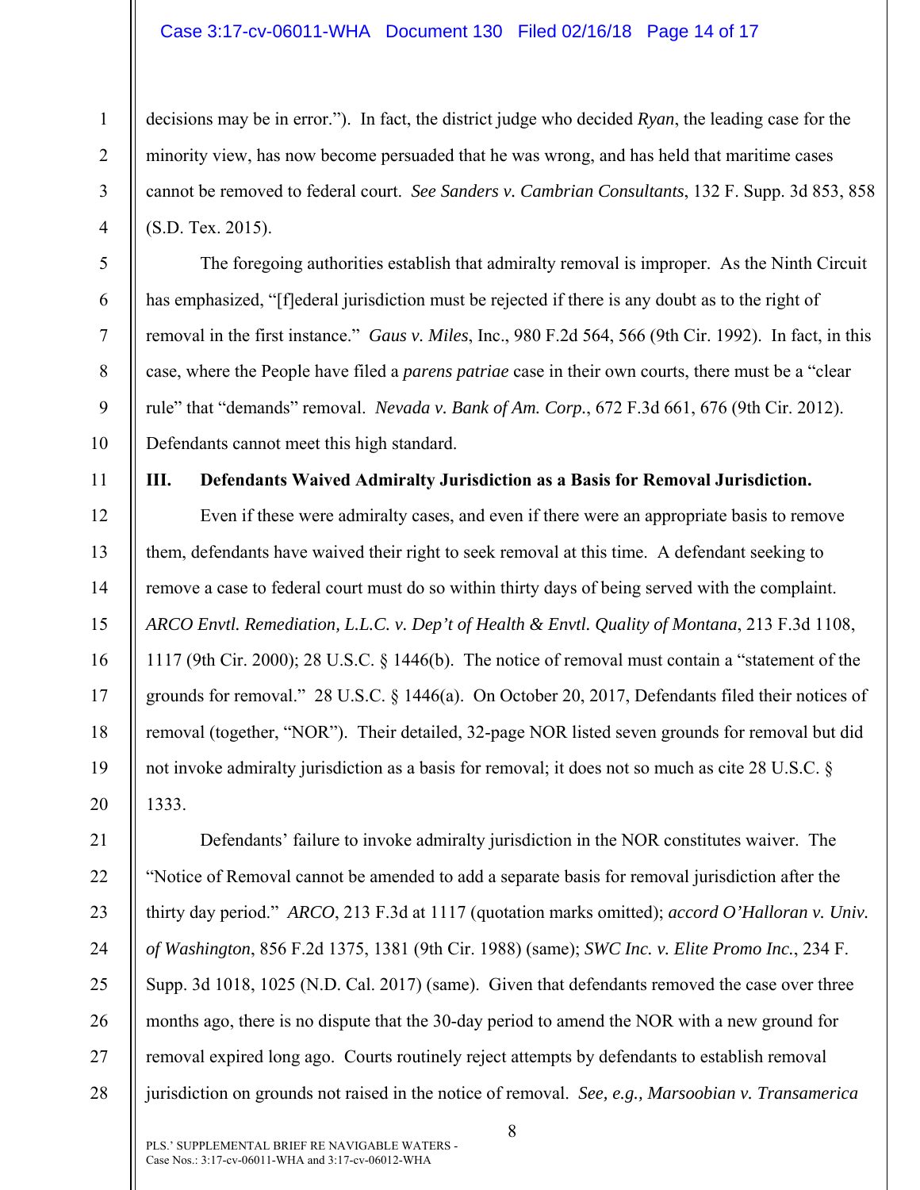decisions may be in error."). In fact, the district judge who decided *Ryan*, the leading case for the minority view, has now become persuaded that he was wrong, and has held that maritime cases cannot be removed to federal court. *See Sanders v. Cambrian Consultants*, 132 F. Supp. 3d 853, 858 (S.D. Tex. 2015).

The foregoing authorities establish that admiralty removal is improper. As the Ninth Circuit has emphasized, "[f]ederal jurisdiction must be rejected if there is any doubt as to the right of removal in the first instance." *Gaus v. Miles*, Inc., 980 F.2d 564, 566 (9th Cir. 1992). In fact, in this case, where the People have filed a *parens patriae* case in their own courts, there must be a "clear rule" that "demands" removal. *Nevada v. Bank of Am. Corp.*, 672 F.3d 661, 676 (9th Cir. 2012). Defendants cannot meet this high standard.

## III. Defendants Waived Admiralty Jurisdiction as a Basis for Removal Jurisdiction.

Even if these were admiralty cases, and even if there were an appropriate basis to remove them, defendants have waived their right to seek removal at this time. A defendant seeking to remove a case to federal court must do so within thirty days of being served with the complaint. *ARCO Envtl. Remediation, L.L.C. v. Dep't of Health & Envtl. Quality of Montana*, 213 F.3d 1108, 1117 (9th Cir. 2000); 28 U.S.C. § 1446(b). The notice of removal must contain a "statement of the grounds for removal." 28 U.S.C. § 1446(a). On October 20, 2017, Defendants filed their notices of removal (together, "NOR"). Their detailed, 32-page NOR listed seven grounds for removal but did not invoke admiralty jurisdiction as a basis for removal; it does not so much as cite 28 U.S.C. § 1333.

Defendants' failure to invoke admiralty jurisdiction in the NOR constitutes waiver. The "Notice of Removal cannot be amended to add a separate basis for removal jurisdiction after the thirty day period." *ARCO*, 213 F.3d at 1117 (quotation marks omitted); *accord O'Halloran v. Univ. of Washington*, 856 F.2d 1375, 1381 (9th Cir. 1988) (same); *SWC Inc. v. Elite Promo Inc.*, 234 F. Supp. 3d 1018, 1025 (N.D. Cal. 2017) (same). Given that defendants removed the case over three months ago, there is no dispute that the 30-day period to amend the NOR with a new ground for removal expired long ago. Courts routinely reject attempts by defendants to establish removal jurisdiction on grounds not raised in the notice of removal. *See, e.g., Marsoobian v. Transamerica*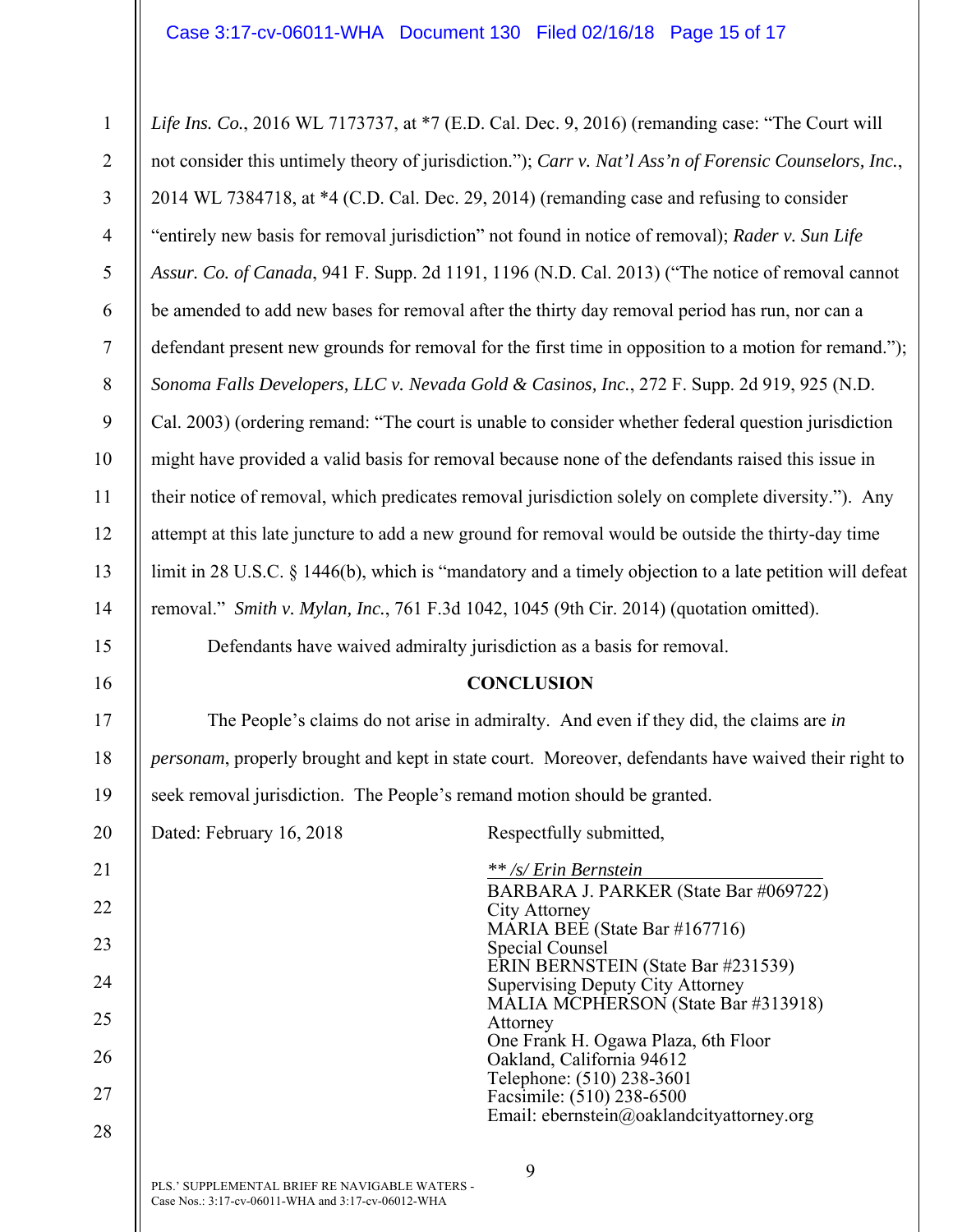*Life Ins. Co.*, 2016 WL 7173737, at *7 (E.D. Cal. Dec. 9, 2016) (remanding case: "The Court will not consider this untimely theory of jurisdiction."); *Carr v. Nat'l Ass'n of Forensic Counselors, Inc.*, 2014 WL 7384718, at *4 (C.D. Cal. Dec. 29, 2014) (remanding case and refusing to consider "entirely new basis for removal jurisdiction" not found in notice of removal); *Rader v. Sun Life Assur. Co. of Canada*, 941 F. Supp. 2d 1191, 1196 (N.D. Cal. 2013) ("The notice of removal cannot be amended to add new bases for removal after the thirty day removal period has run, nor can a defendant present new grounds for removal for the first time in opposition to a motion for remand."); *Sonoma Falls Developers, LLC v. Nevada Gold & Casinos, Inc.*, 272 F. Supp. 2d 919, 925 (N.D. Cal. 2003) (ordering remand: "The court is unable to consider whether federal question jurisdiction might have provided a valid basis for removal because none of the defendants raised this issue in their notice of removal, which predicates removal jurisdiction solely on complete diversity."). Any attempt at this late juncture to add a new ground for removal would be outside the thirty-day time limit in 28 U.S.C. § 1446(b), which is "mandatory and a timely objection to a late petition will defeat removal." *Smith v. Mylan, Inc.*, 761 F.3d 1042, 1045 (9th Cir. 2014) (quotation omitted).

Defendants have waived admiralty jurisdiction as a basis for removal.

## CONCLUSION

The People's claims do not arise in admiralty. And even if they did, the claims are *in personam*, properly brought and kept in state court. Moreover, defendants have waived their right to seek removal jurisdiction. The People's remand motion should be granted.

Dated: February 16, 2018

Respectfully submitted,

*** /s/ Erin Bernstein*
BARBARA J. PARKER (State Bar #069722)
City Attorney
MARIA BEE (State Bar #167716)
Special Counsel
ERIN BERNSTEIN (State Bar #231539)
Supervising Deputy City Attorney
MALIA MCPHERSON (State Bar #313918)
Attorney
One Frank H. Ogawa Plaza, 6th Floor
Oakland, California 94612
Telephone: (510) 238-3601
Facsimile: (510) 238-6500
Email: ebernstein@oaklandcityattorney.org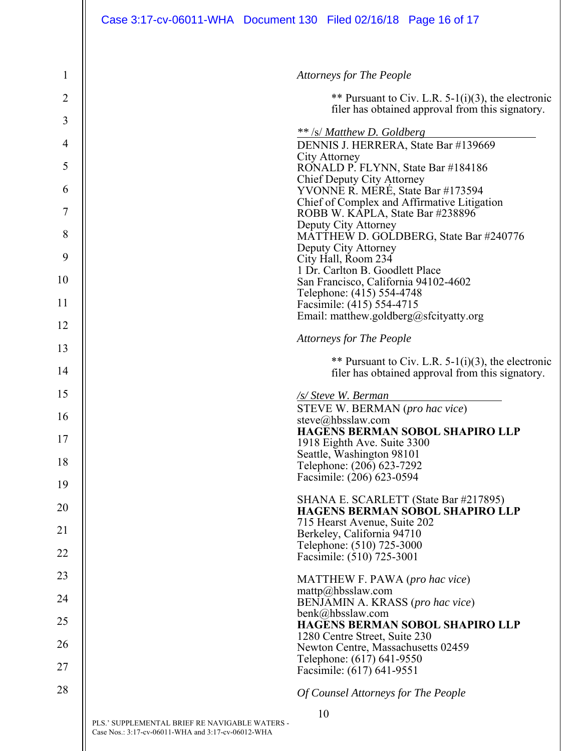*Attorneys for The People*

** Pursuant to Civ. L.R. 5-1(i)(3), the electronic filer has obtained approval from this signatory.

*** /s/ Matthew D. Goldberg*

DENNIS J. HERRERA, State Bar #139669
City Attorney
RONALD P. FLYNN, State Bar #184186
Chief Deputy City Attorney
YVONNE R. MERÉ, State Bar #173594
Chief of Complex and Affirmative Litigation
ROBB W. KAPLA, State Bar #238896
Deputy City Attorney
MATTHEW D. GOLDBERG, State Bar #240776
Deputy City Attorney
City Hall, Room 234
1 Dr. Carlton B. Goodlett Place
San Francisco, California 94102-4602
Telephone: (415) 554-4748
Facsimile: (415) 554-4715
Email: matthew.goldberg@sfcityatty.org

*Attorneys for The People*

** Pursuant to Civ. L.R. 5-1(i)(3), the electronic filer has obtained approval from this signatory.

*/s/ Steve W. Berman*

STEVE W. BERMAN (*pro hac vice*)
steve@hbsslaw.com
**HAGENS BERMAN SOBOL SHAPIRO LLP**
1918 Eighth Ave. Suite 3300
Seattle, Washington 98101
Telephone: (206) 623-7292
Facsimile: (206) 623-0594

SHANA E. SCARLETT (State Bar #217895)
**HAGENS BERMAN SOBOL SHAPIRO LLP**
715 Hearst Avenue, Suite 202
Berkeley, California 94710
Telephone: (510) 725-3000
Facsimile: (510) 725-3001

MATTHEW F. PAWA (*pro hac vice*)
mattp@hbsslaw.com
BENJAMIN A. KRASS (*pro hac vice*)
benk@hbsslaw.com
**HAGENS BERMAN SOBOL SHAPIRO LLP**
1280 Centre Street, Suite 230
Newton Centre, Massachusetts 02459
Telephone: (617) 641-9550
Facsimile: (617) 641-9551

*Of Counsel Attorneys for The People*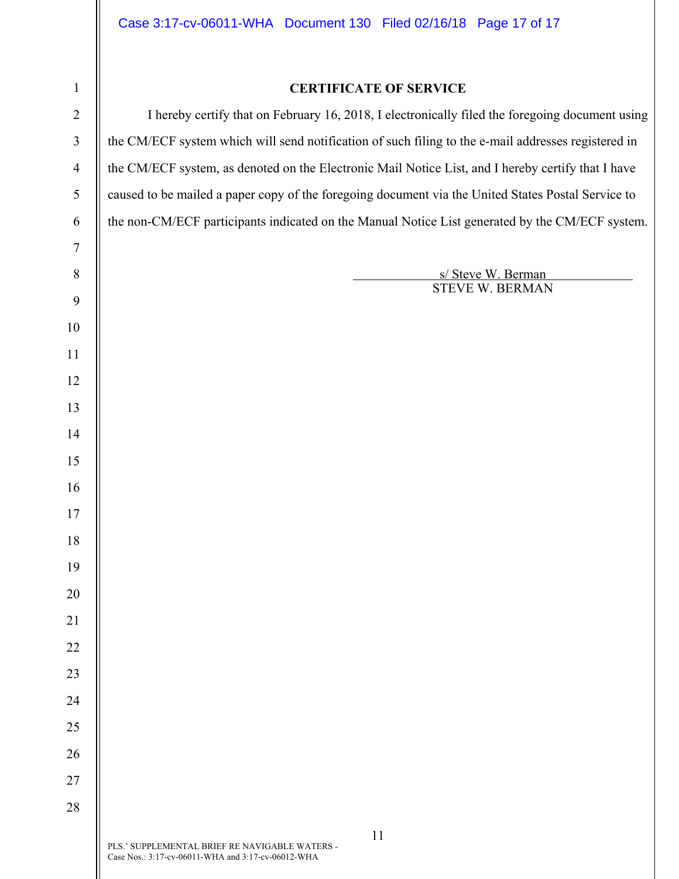## CERTIFICATE OF SERVICE

I hereby certify that on February 16, 2018, I electronically filed the foregoing document using the CM/ECF system which will send notification of such filing to the e-mail addresses registered in the CM/ECF system, as denoted on the Electronic Mail Notice List, and I hereby certify that I have caused to be mailed a paper copy of the foregoing document via the United States Postal Service to the non-CM/ECF participants indicated on the Manual Notice List generated by the CM/ECF system.

s/ Steve W. Berman
STEVE W. BERMAN